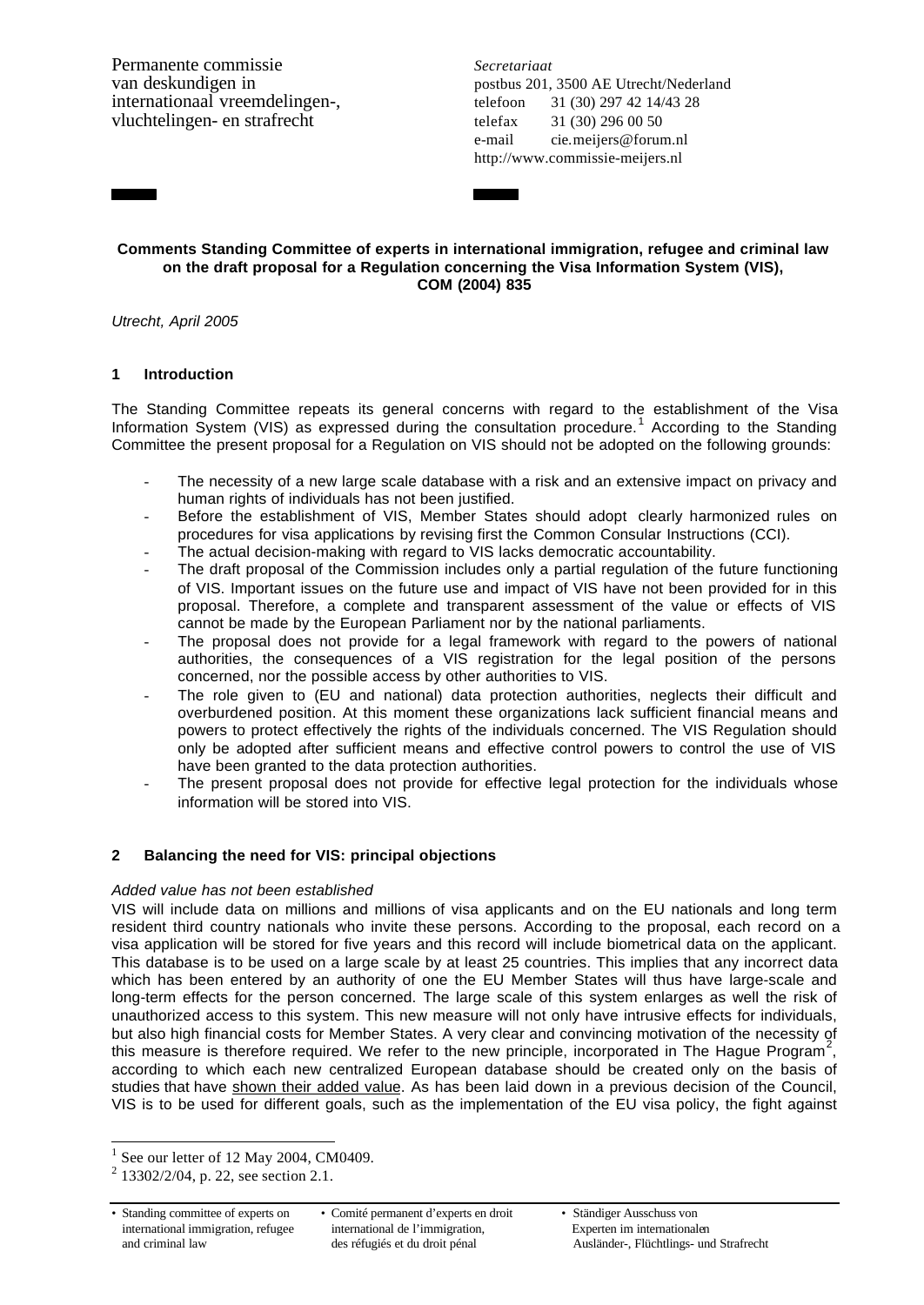Permanente commissie
van deskundigen in
internationaal vreemdelingen-,
vluchtelingen- en strafrecht

*Secretariaat*
postbus 201, 3500 AE Utrecht/Nederland
telefoon 31 (30) 297 42 14/43 28
telefax 31 (30) 296 00 50
e-mail cie.meijers@forum.nl
http://www.commissie-meijers.nl

**Comments Standing Committee of experts in international immigration, refugee and criminal law on the draft proposal for a Regulation concerning the Visa Information System (VIS), COM (2004) 835**

*Utrecht, April 2005*

## 1 Introduction

The Standing Committee repeats its general concerns with regard to the establishment of the Visa Information System (VIS) as expressed during the consultation procedure.[1] According to the Standing Committee the present proposal for a Regulation on VIS should not be adopted on the following grounds:

- The necessity of a new large scale database with a risk and an extensive impact on privacy and human rights of individuals has not been justified.
- Before the establishment of VIS, Member States should adopt clearly harmonized rules on procedures for visa applications by revising first the Common Consular Instructions (CCI).
- The actual decision-making with regard to VIS lacks democratic accountability.
- The draft proposal of the Commission includes only a partial regulation of the future functioning of VIS. Important issues on the future use and impact of VIS have not been provided for in this proposal. Therefore, a complete and transparent assessment of the value or effects of VIS cannot be made by the European Parliament nor by the national parliaments.
- The proposal does not provide for a legal framework with regard to the powers of national authorities, the consequences of a VIS registration for the legal position of the persons concerned, nor the possible access by other authorities to VIS.
- The role given to (EU and national) data protection authorities, neglects their difficult and overburdened position. At this moment these organizations lack sufficient financial means and powers to protect effectively the rights of the individuals concerned. The VIS Regulation should only be adopted after sufficient means and effective control powers to control the use of VIS have been granted to the data protection authorities.
- The present proposal does not provide for effective legal protection for the individuals whose information will be stored into VIS.

## 2 Balancing the need for VIS: principal objections

*Added value has not been established*

VIS will include data on millions and millions of visa applicants and on the EU nationals and long term resident third country nationals who invite these persons. According to the proposal, each record on a visa application will be stored for five years and this record will include biometrical data on the applicant. This database is to be used on a large scale by at least 25 countries. This implies that any incorrect data which has been entered by an authority of one the EU Member States will thus have large-scale and long-term effects for the person concerned. The large scale of this system enlarges as well the risk of unauthorized access to this system. This new measure will not only have intrusive effects for individuals, but also high financial costs for Member States. A very clear and convincing motivation of the necessity of this measure is therefore required. We refer to the new principle, incorporated in The Hague Program[2], according to which each new centralized European database should be created only on the basis of studies that have <u>shown their added value</u>. As has been laid down in a previous decision of the Council, VIS is to be used for different goals, such as the implementation of the EU visa policy, the fight against

[1] See our letter of 12 May 2004, CM0409.

[2] 13302/2/04, p. 22, see section 2.1.

- Standing committee of experts on international immigration, refugee and criminal law
- Comité permanent d'experts en droit international de l'immigration, des réfugiés et du droit pénal
- Ständiger Ausschuss von Experten im internationalen Ausländer-, Flüchtlings- und Strafrecht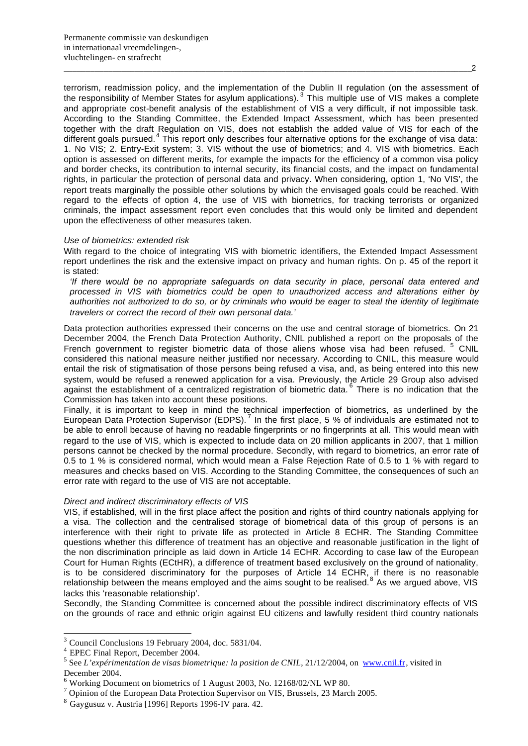terrorism, readmission policy, and the implementation of the Dublin II regulation (on the assessment of the responsibility of Member States for asylum applications).[3] This multiple use of VIS makes a complete and appropriate cost-benefit analysis of the establishment of VIS a very difficult, if not impossible task. According to the Standing Committee, the Extended Impact Assessment, which has been presented together with the draft Regulation on VIS, does not establish the added value of VIS for each of the different goals pursued.[4] This report only describes four alternative options for the exchange of visa data: 1. No VIS; 2. Entry-Exit system; 3. VIS without the use of biometrics; and 4. VIS with biometrics. Each option is assessed on different merits, for example the impacts for the efficiency of a common visa policy and border checks, its contribution to internal security, its financial costs, and the impact on fundamental rights, in particular the protection of personal data and privacy. When considering, option 1, 'No VIS', the report treats marginally the possible other solutions by which the envisaged goals could be reached. With regard to the effects of option 4, the use of VIS with biometrics, for tracking terrorists or organized criminals, the impact assessment report even concludes that this would only be limited and dependent upon the effectiveness of other measures taken.

*Use of biometrics: extended risk*

With regard to the choice of integrating VIS with biometric identifiers, the Extended Impact Assessment report underlines the risk and the extensive impact on privacy and human rights. On p. 45 of the report it is stated:

> *'If there would be no appropriate safeguards on data security in place, personal data entered and processed in VIS with biometrics could be open to unauthorized access and alterations either by authorities not authorized to do so, or by criminals who would be eager to steal the identity of legitimate travelers or correct the record of their own personal data.'*

Data protection authorities expressed their concerns on the use and central storage of biometrics. On 21 December 2004, the French Data Protection Authority, CNIL published a report on the proposals of the French government to register biometric data of those aliens whose visa had been refused.[5] CNIL considered this national measure neither justified nor necessary. According to CNIL, this measure would entail the risk of stigmatisation of those persons being refused a visa, and, as being entered into this new system, would be refused a renewed application for a visa. Previously, the Article 29 Group also advised against the establishment of a centralized registration of biometric data.[6] There is no indication that the Commission has taken into account these positions.

Finally, it is important to keep in mind the technical imperfection of biometrics, as underlined by the European Data Protection Supervisor (EDPS).[7] In the first place, 5 % of individuals are estimated not to be able to enroll because of having no readable fingerprints or no fingerprints at all. This would mean with regard to the use of VIS, which is expected to include data on 20 million applicants in 2007, that 1 million persons cannot be checked by the normal procedure. Secondly, with regard to biometrics, an error rate of 0.5 to 1 % is considered normal, which would mean a False Rejection Rate of 0.5 to 1 % with regard to measures and checks based on VIS. According to the Standing Committee, the consequences of such an error rate with regard to the use of VIS are not acceptable.

*Direct and indirect discriminatory effects of VIS*

VIS, if established, will in the first place affect the position and rights of third country nationals applying for a visa. The collection and the centralised storage of biometrical data of this group of persons is an interference with their right to private life as protected in Article 8 ECHR. The Standing Committee questions whether this difference of treatment has an objective and reasonable justification in the light of the non discrimination principle as laid down in Article 14 ECHR. According to case law of the European Court for Human Rights (ECtHR), a difference of treatment based exclusively on the ground of nationality, is to be considered discriminatory for the purposes of Article 14 ECHR, if there is no reasonable relationship between the means employed and the aims sought to be realised.[8] As we argued above, VIS lacks this 'reasonable relationship'.

Secondly, the Standing Committee is concerned about the possible indirect discriminatory effects of VIS on the grounds of race and ethnic origin against EU citizens and lawfully resident third country nationals

---

[3] Council Conclusions 19 February 2004, doc. 5831/04.

[4] EPEC Final Report, December 2004.

[5] See *L'expérimentation de visas biometrique: la position de CNIL*, 21/12/2004, on www.cnil.fr, visited in December 2004.

[6] Working Document on biometrics of 1 August 2003, No. 12168/02/NL WP 80.

[7] Opinion of the European Data Protection Supervisor on VIS, Brussels, 23 March 2005.

[8] Gaygusuz v. Austria [1996] Reports 1996-IV para. 42.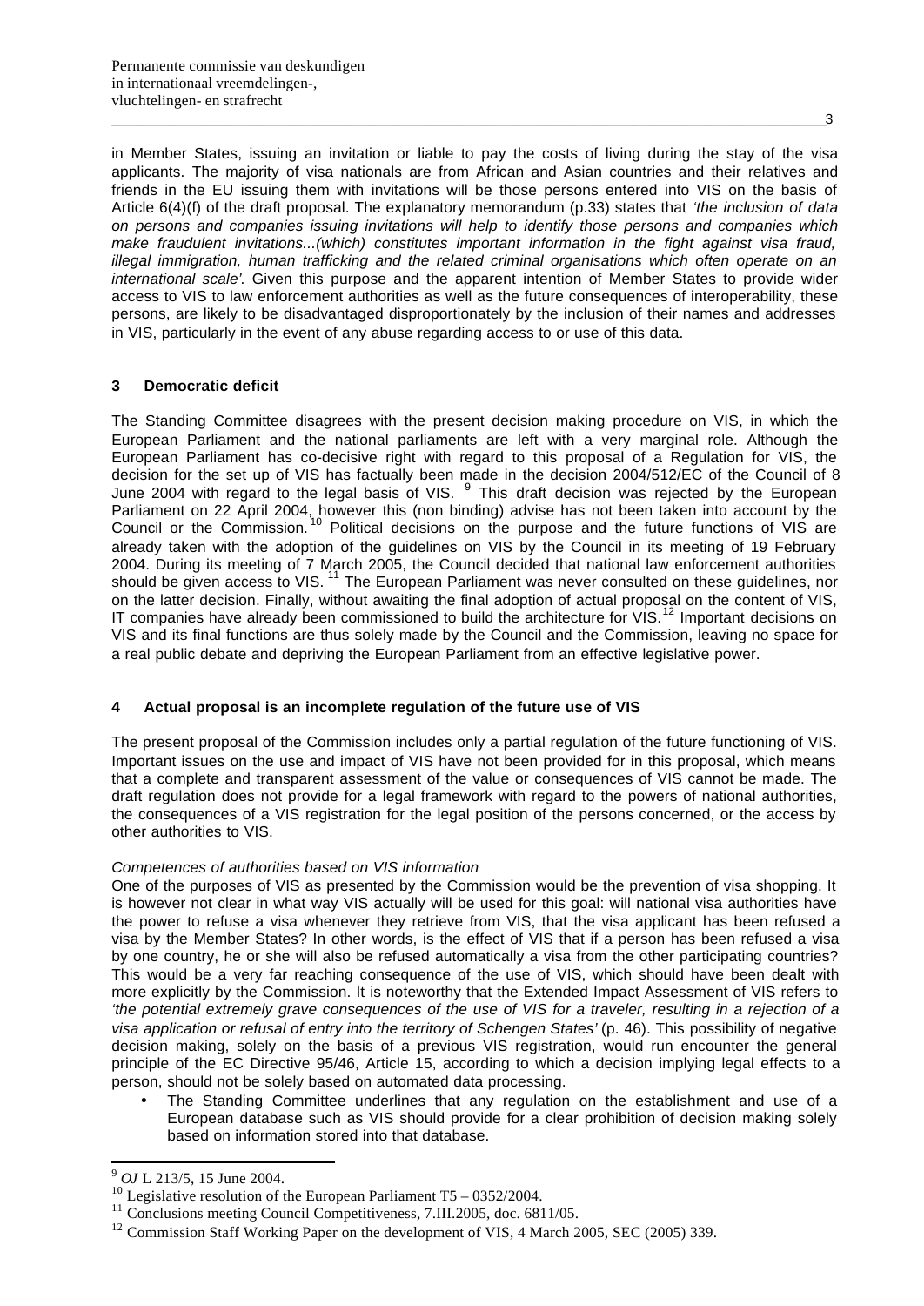in Member States, issuing an invitation or liable to pay the costs of living during the stay of the visa applicants. The majority of visa nationals are from African and Asian countries and their relatives and friends in the EU issuing them with invitations will be those persons entered into VIS on the basis of Article 6(4)(f) of the draft proposal. The explanatory memorandum (p.33) states that *'the inclusion of data on persons and companies issuing invitations will help to identify those persons and companies which make fraudulent invitations...(which) constitutes important information in the fight against visa fraud, illegal immigration, human trafficking and the related criminal organisations which often operate on an international scale'.* Given this purpose and the apparent intention of Member States to provide wider access to VIS to law enforcement authorities as well as the future consequences of interoperability, these persons, are likely to be disadvantaged disproportionately by the inclusion of their names and addresses in VIS, particularly in the event of any abuse regarding access to or use of this data.

## 3 Democratic deficit

The Standing Committee disagrees with the present decision making procedure on VIS, in which the European Parliament and the national parliaments are left with a very marginal role. Although the European Parliament has co-decisive right with regard to this proposal of a Regulation for VIS, the decision for the set up of VIS has factually been made in the decision 2004/512/EC of the Council of 8 June 2004 with regard to the legal basis of VIS. [9] This draft decision was rejected by the European Parliament on 22 April 2004, however this (non binding) advise has not been taken into account by the Council or the Commission. [10] Political decisions on the purpose and the future functions of VIS are already taken with the adoption of the guidelines on VIS by the Council in its meeting of 19 February 2004. During its meeting of 7 March 2005, the Council decided that national law enforcement authorities should be given access to VIS. [11] The European Parliament was never consulted on these guidelines, nor on the latter decision. Finally, without awaiting the final adoption of actual proposal on the content of VIS, IT companies have already been commissioned to build the architecture for VIS. [12] Important decisions on VIS and its final functions are thus solely made by the Council and the Commission, leaving no space for a real public debate and depriving the European Parliament from an effective legislative power.

## 4 Actual proposal is an incomplete regulation of the future use of VIS

The present proposal of the Commission includes only a partial regulation of the future functioning of VIS. Important issues on the use and impact of VIS have not been provided for in this proposal, which means that a complete and transparent assessment of the value or consequences of VIS cannot be made. The draft regulation does not provide for a legal framework with regard to the powers of national authorities, the consequences of a VIS registration for the legal position of the persons concerned, or the access by other authorities to VIS.

*Competences of authorities based on VIS information*

One of the purposes of VIS as presented by the Commission would be the prevention of visa shopping. It is however not clear in what way VIS actually will be used for this goal: will national visa authorities have the power to refuse a visa whenever they retrieve from VIS, that the visa applicant has been refused a visa by the Member States? In other words, is the effect of VIS that if a person has been refused a visa by one country, he or she will also be refused automatically a visa from the other participating countries? This would be a very far reaching consequence of the use of VIS, which should have been dealt with more explicitly by the Commission. It is noteworthy that the Extended Impact Assessment of VIS refers to *'the potential extremely grave consequences of the use of VIS for a traveler, resulting in a rejection of a visa application or refusal of entry into the territory of Schengen States'* (p. 46). This possibility of negative decision making, solely on the basis of a previous VIS registration, would run encounter the general principle of the EC Directive 95/46, Article 15, according to which a decision implying legal effects to a person, should not be solely based on automated data processing.

- The Standing Committee underlines that any regulation on the establishment and use of a European database such as VIS should provide for a clear prohibition of decision making solely based on information stored into that database.

---

[9] *OJ* L 213/5, 15 June 2004.

[10] Legislative resolution of the European Parliament T5 – 0352/2004.

[11] Conclusions meeting Council Competitiveness, 7.III.2005, doc. 6811/05.

[12] Commission Staff Working Paper on the development of VIS, 4 March 2005, SEC (2005) 339.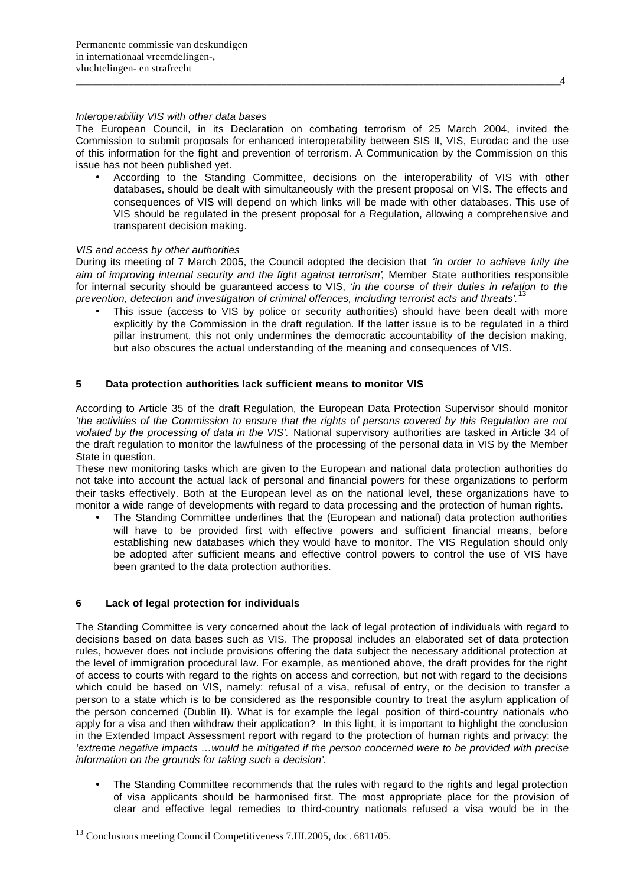*Interoperability VIS with other data bases*

The European Council, in its Declaration on combating terrorism of 25 March 2004, invited the Commission to submit proposals for enhanced interoperability between SIS II, VIS, Eurodac and the use of this information for the fight and prevention of terrorism. A Communication by the Commission on this issue has not been published yet.

- According to the Standing Committee, decisions on the interoperability of VIS with other databases, should be dealt with simultaneously with the present proposal on VIS. The effects and consequences of VIS will depend on which links will be made with other databases. This use of VIS should be regulated in the present proposal for a Regulation, allowing a comprehensive and transparent decision making.

*VIS and access by other authorities*

During its meeting of 7 March 2005, the Council adopted the decision that *'in order to achieve fully the aim of improving internal security and the fight against terrorism'*, Member State authorities responsible for internal security should be guaranteed access to VIS, *'in the course of their duties in relation to the prevention, detection and investigation of criminal offences, including terrorist acts and threats'.*[13]

- This issue (access to VIS by police or security authorities) should have been dealt with more explicitly by the Commission in the draft regulation. If the latter issue is to be regulated in a third pillar instrument, this not only undermines the democratic accountability of the decision making, but also obscures the actual understanding of the meaning and consequences of VIS.

## 5 Data protection authorities lack sufficient means to monitor VIS

According to Article 35 of the draft Regulation, the European Data Protection Supervisor should monitor *'the activities of the Commission to ensure that the rights of persons covered by this Regulation are not violated by the processing of data in the VIS'.* National supervisory authorities are tasked in Article 34 of the draft regulation to monitor the lawfulness of the processing of the personal data in VIS by the Member State in question.

These new monitoring tasks which are given to the European and national data protection authorities do not take into account the actual lack of personal and financial powers for these organizations to perform their tasks effectively. Both at the European level as on the national level, these organizations have to monitor a wide range of developments with regard to data processing and the protection of human rights.

- The Standing Committee underlines that the (European and national) data protection authorities will have to be provided first with effective powers and sufficient financial means, before establishing new databases which they would have to monitor. The VIS Regulation should only be adopted after sufficient means and effective control powers to control the use of VIS have been granted to the data protection authorities.

## 6 Lack of legal protection for individuals

The Standing Committee is very concerned about the lack of legal protection of individuals with regard to decisions based on data bases such as VIS. The proposal includes an elaborated set of data protection rules, however does not include provisions offering the data subject the necessary additional protection at the level of immigration procedural law. For example, as mentioned above, the draft provides for the right of access to courts with regard to the rights on access and correction, but not with regard to the decisions which could be based on VIS, namely: refusal of a visa, refusal of entry, or the decision to transfer a person to a state which is to be considered as the responsible country to treat the asylum application of the person concerned (Dublin II). What is for example the legal position of third-country nationals who apply for a visa and then withdraw their application? In this light, it is important to highlight the conclusion in the Extended Impact Assessment report with regard to the protection of human rights and privacy: the *'extreme negative impacts …would be mitigated if the person concerned were to be provided with precise information on the grounds for taking such a decision'.*

- The Standing Committee recommends that the rules with regard to the rights and legal protection of visa applicants should be harmonised first. The most appropriate place for the provision of clear and effective legal remedies to third-country nationals refused a visa would be in the

[13] Conclusions meeting Council Competitiveness 7.III.2005, doc. 6811/05.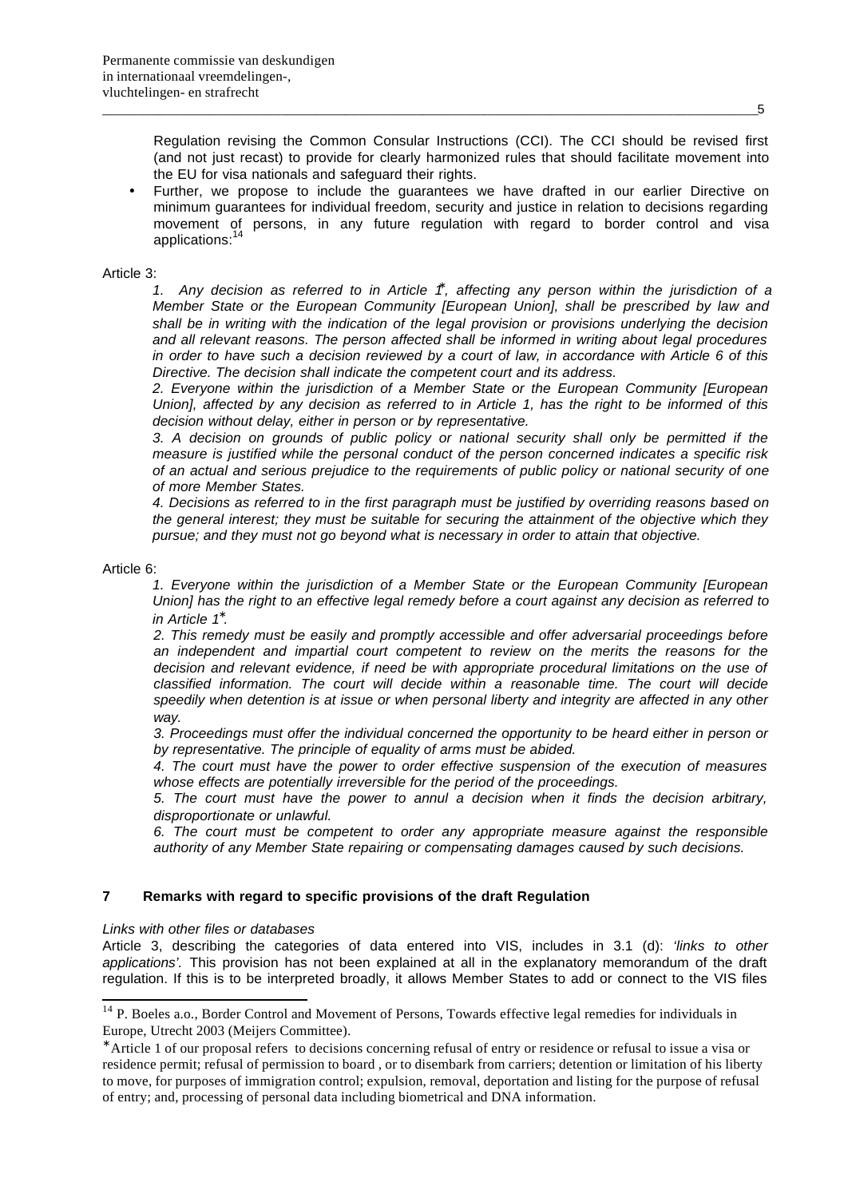Regulation revising the Common Consular Instructions (CCI). The CCI should be revised first (and not just recast) to provide for clearly harmonized rules that should facilitate movement into the EU for visa nationals and safeguard their rights.

- Further, we propose to include the guarantees we have drafted in our earlier Directive on minimum guarantees for individual freedom, security and justice in relation to decisions regarding movement of persons, in any future regulation with regard to border control and visa applications:[14]

Article 3:

*1. Any decision as referred to in Article 1*, affecting any person within the jurisdiction of a Member State or the European Community [European Union], shall be prescribed by law and shall be in writing with the indication of the legal provision or provisions underlying the decision and all relevant reasons. The person affected shall be informed in writing about legal procedures in order to have such a decision reviewed by a court of law, in accordance with Article 6 of this Directive. The decision shall indicate the competent court and its address.*

*2. Everyone within the jurisdiction of a Member State or the European Community [European Union], affected by any decision as referred to in Article 1, has the right to be informed of this decision without delay, either in person or by representative.*

*3. A decision on grounds of public policy or national security shall only be permitted if the measure is justified while the personal conduct of the person concerned indicates a specific risk of an actual and serious prejudice to the requirements of public policy or national security of one of more Member States.*

*4. Decisions as referred to in the first paragraph must be justified by overriding reasons based on the general interest; they must be suitable for securing the attainment of the objective which they pursue; and they must not go beyond what is necessary in order to attain that objective.*

Article 6:

*1. Everyone within the jurisdiction of a Member State or the European Community [European Union] has the right to an effective legal remedy before a court against any decision as referred to in Article 1*.*

*2. This remedy must be easily and promptly accessible and offer adversarial proceedings before an independent and impartial court competent to review on the merits the reasons for the decision and relevant evidence, if need be with appropriate procedural limitations on the use of classified information. The court will decide within a reasonable time. The court will decide speedily when detention is at issue or when personal liberty and integrity are affected in any other way.*

*3. Proceedings must offer the individual concerned the opportunity to be heard either in person or by representative. The principle of equality of arms must be abided.*

*4. The court must have the power to order effective suspension of the execution of measures whose effects are potentially irreversible for the period of the proceedings.*

*5. The court must have the power to annul a decision when it finds the decision arbitrary, disproportionate or unlawful.*

*6. The court must be competent to order any appropriate measure against the responsible authority of any Member State repairing or compensating damages caused by such decisions.*

## 7 Remarks with regard to specific provisions of the draft Regulation

*Links with other files or databases*

Article 3, describing the categories of data entered into VIS, includes in 3.1 (d): *'links to other applications'*. This provision has not been explained at all in the explanatory memorandum of the draft regulation. If this is to be interpreted broadly, it allows Member States to add or connect to the VIS files

---

[14] P. Boeles a.o., Border Control and Movement of Persons, Towards effective legal remedies for individuals in Europe, Utrecht 2003 (Meijers Committee).

* Article 1 of our proposal refers to decisions concerning refusal of entry or residence or refusal to issue a visa or residence permit; refusal of permission to board , or to disembark from carriers; detention or limitation of his liberty to move, for purposes of immigration control; expulsion, removal, deportation and listing for the purpose of refusal of entry; and, processing of personal data including biometrical and DNA information.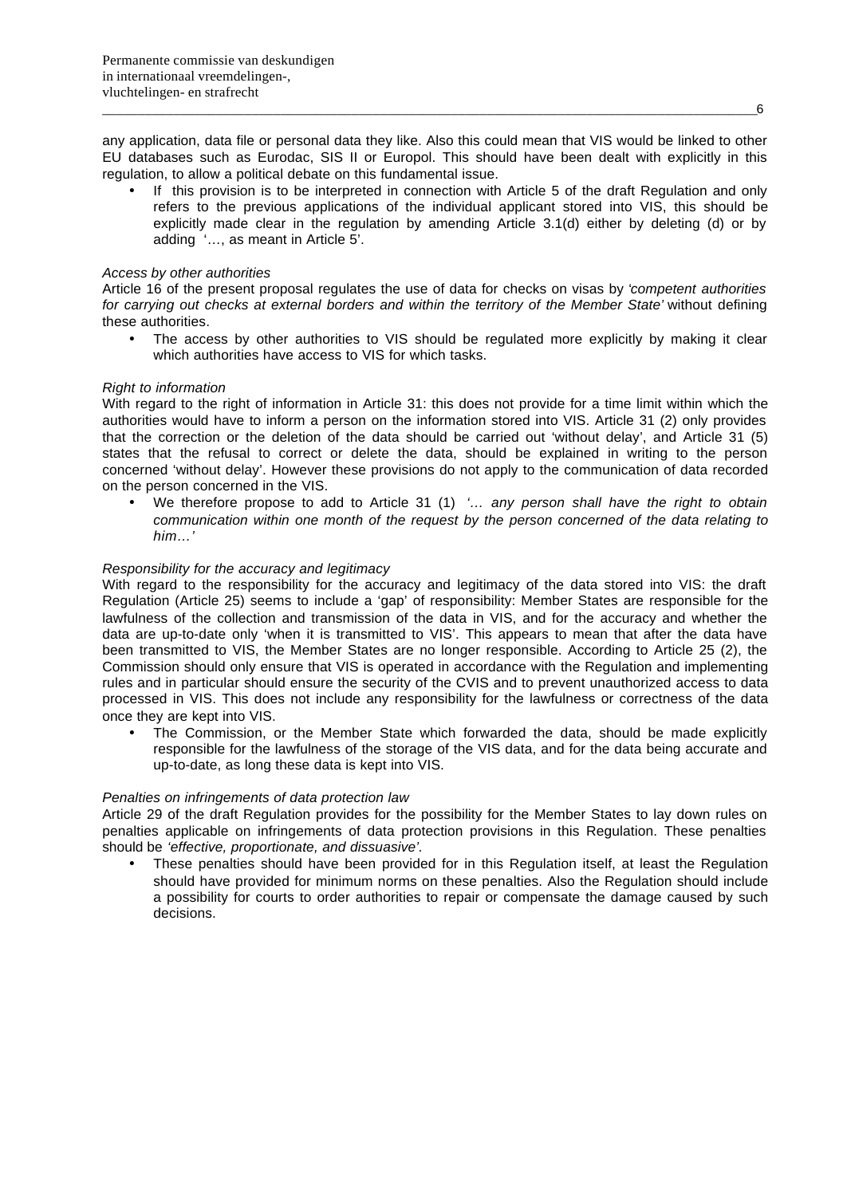any application, data file or personal data they like. Also this could mean that VIS would be linked to other EU databases such as Eurodac, SIS II or Europol. This should have been dealt with explicitly in this regulation, to allow a political debate on this fundamental issue.

- If this provision is to be interpreted in connection with Article 5 of the draft Regulation and only refers to the previous applications of the individual applicant stored into VIS, this should be explicitly made clear in the regulation by amending Article 3.1(d) either by deleting (d) or by adding '…, as meant in Article 5'.

*Access by other authorities*

Article 16 of the present proposal regulates the use of data for checks on visas by *'competent authorities for carrying out checks at external borders and within the territory of the Member State'* without defining these authorities.

- The access by other authorities to VIS should be regulated more explicitly by making it clear which authorities have access to VIS for which tasks.

*Right to information*

With regard to the right of information in Article 31: this does not provide for a time limit within which the authorities would have to inform a person on the information stored into VIS. Article 31 (2) only provides that the correction or the deletion of the data should be carried out 'without delay', and Article 31 (5) states that the refusal to correct or delete the data, should be explained in writing to the person concerned 'without delay'. However these provisions do not apply to the communication of data recorded on the person concerned in the VIS.

- We therefore propose to add to Article 31 (1) *'… any person shall have the right to obtain communication within one month of the request by the person concerned of the data relating to him…'*

*Responsibility for the accuracy and legitimacy*

With regard to the responsibility for the accuracy and legitimacy of the data stored into VIS: the draft Regulation (Article 25) seems to include a 'gap' of responsibility: Member States are responsible for the lawfulness of the collection and transmission of the data in VIS, and for the accuracy and whether the data are up-to-date only 'when it is transmitted to VIS'. This appears to mean that after the data have been transmitted to VIS, the Member States are no longer responsible. According to Article 25 (2), the Commission should only ensure that VIS is operated in accordance with the Regulation and implementing rules and in particular should ensure the security of the CVIS and to prevent unauthorized access to data processed in VIS. This does not include any responsibility for the lawfulness or correctness of the data once they are kept into VIS.

- The Commission, or the Member State which forwarded the data, should be made explicitly responsible for the lawfulness of the storage of the VIS data, and for the data being accurate and up-to-date, as long these data is kept into VIS.

*Penalties on infringements of data protection law*

Article 29 of the draft Regulation provides for the possibility for the Member States to lay down rules on penalties applicable on infringements of data protection provisions in this Regulation. These penalties should be *'effective, proportionate, and dissuasive'.*

- These penalties should have been provided for in this Regulation itself, at least the Regulation should have provided for minimum norms on these penalties. Also the Regulation should include a possibility for courts to order authorities to repair or compensate the damage caused by such decisions.